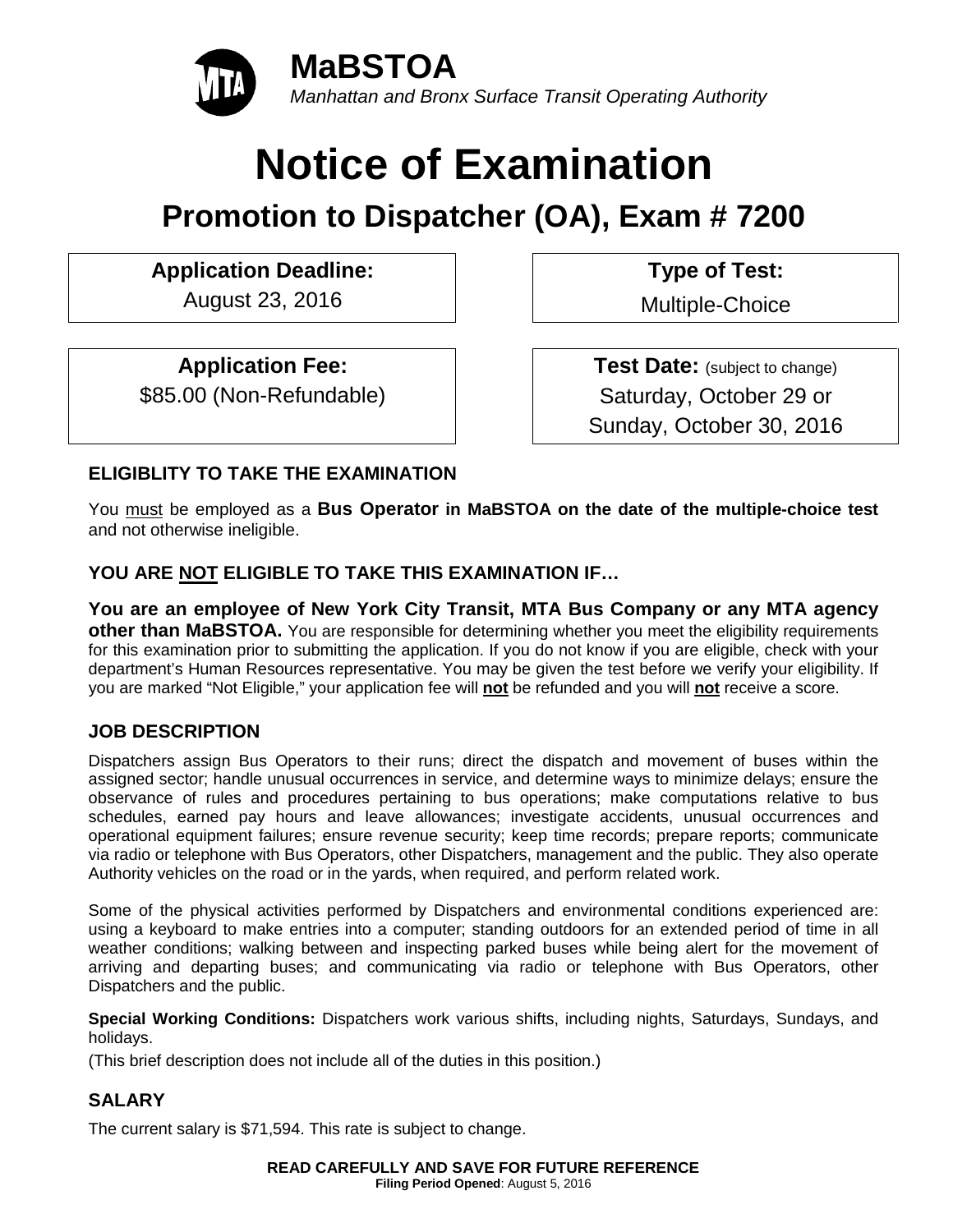**MaBSTOA**

*Manhattan and Bronx Surface Transit Operating Authority*

# Notice of Examination

## Promotion to Dispatcher (OA), Exam # 7200

**Application Deadline:**
August 23, 2016

**Type of Test:**
Multiple-Choice

**Application Fee:**
$85.00 (Non-Refundable)

**Test Date:** (subject to change)
Saturday, October 29 or
Sunday, October 30, 2016

### ELIGIBLITY TO TAKE THE EXAMINATION

You must be employed as a **Bus Operator in MaBSTOA on the date of the multiple-choice test** and not otherwise ineligible.

### YOU ARE NOT ELIGIBLE TO TAKE THIS EXAMINATION IF…

**You are an employee of New York City Transit, MTA Bus Company or any MTA agency other than MaBSTOA.** You are responsible for determining whether you meet the eligibility requirements for this examination prior to submitting the application. If you do not know if you are eligible, check with your department's Human Resources representative. You may be given the test before we verify your eligibility. If you are marked "Not Eligible," your application fee will **not** be refunded and you will **not** receive a score.

### JOB DESCRIPTION

Dispatchers assign Bus Operators to their runs; direct the dispatch and movement of buses within the assigned sector; handle unusual occurrences in service, and determine ways to minimize delays; ensure the observance of rules and procedures pertaining to bus operations; make computations relative to bus schedules, earned pay hours and leave allowances; investigate accidents, unusual occurrences and operational equipment failures; ensure revenue security; keep time records; prepare reports; communicate via radio or telephone with Bus Operators, other Dispatchers, management and the public. They also operate Authority vehicles on the road or in the yards, when required, and perform related work.

Some of the physical activities performed by Dispatchers and environmental conditions experienced are: using a keyboard to make entries into a computer; standing outdoors for an extended period of time in all weather conditions; walking between and inspecting parked buses while being alert for the movement of arriving and departing buses; and communicating via radio or telephone with Bus Operators, other Dispatchers and the public.

**Special Working Conditions:** Dispatchers work various shifts, including nights, Saturdays, Sundays, and holidays.

(This brief description does not include all of the duties in this position.)

### SALARY

The current salary is $71,594. This rate is subject to change.

**READ CAREFULLY AND SAVE FOR FUTURE REFERENCE**
**Filing Period Opened**: August 5, 2016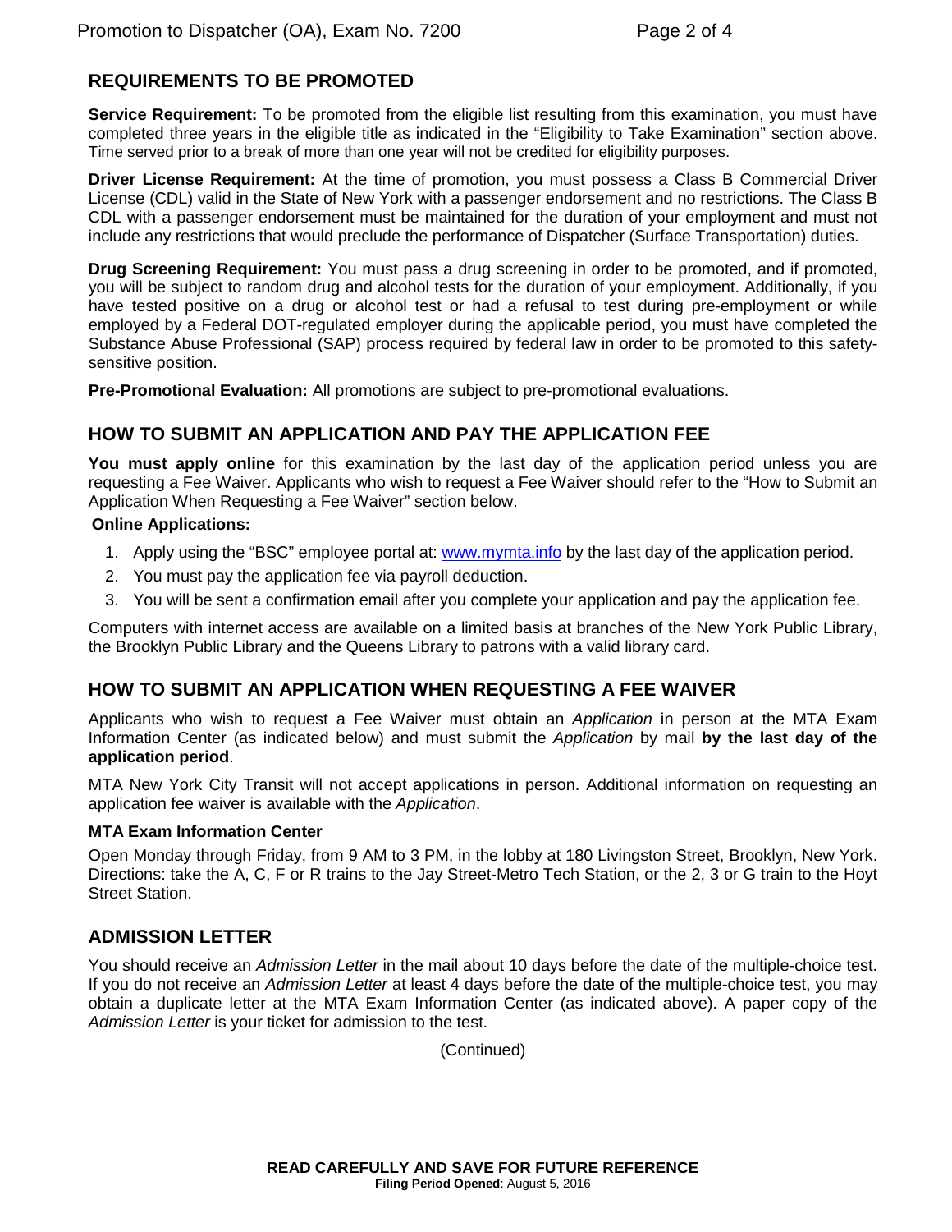## REQUIREMENTS TO BE PROMOTED

**Service Requirement:** To be promoted from the eligible list resulting from this examination, you must have completed three years in the eligible title as indicated in the "Eligibility to Take Examination" section above. Time served prior to a break of more than one year will not be credited for eligibility purposes.

**Driver License Requirement:** At the time of promotion, you must possess a Class B Commercial Driver License (CDL) valid in the State of New York with a passenger endorsement and no restrictions. The Class B CDL with a passenger endorsement must be maintained for the duration of your employment and must not include any restrictions that would preclude the performance of Dispatcher (Surface Transportation) duties.

**Drug Screening Requirement:** You must pass a drug screening in order to be promoted, and if promoted, you will be subject to random drug and alcohol tests for the duration of your employment. Additionally, if you have tested positive on a drug or alcohol test or had a refusal to test during pre-employment or while employed by a Federal DOT-regulated employer during the applicable period, you must have completed the Substance Abuse Professional (SAP) process required by federal law in order to be promoted to this safety-sensitive position.

**Pre-Promotional Evaluation:** All promotions are subject to pre-promotional evaluations.

## HOW TO SUBMIT AN APPLICATION AND PAY THE APPLICATION FEE

**You must apply online** for this examination by the last day of the application period unless you are requesting a Fee Waiver. Applicants who wish to request a Fee Waiver should refer to the "How to Submit an Application When Requesting a Fee Waiver" section below.

**Online Applications:**

1. Apply using the "BSC" employee portal at: www.mymta.info by the last day of the application period.
2. You must pay the application fee via payroll deduction.
3. You will be sent a confirmation email after you complete your application and pay the application fee.

Computers with internet access are available on a limited basis at branches of the New York Public Library, the Brooklyn Public Library and the Queens Library to patrons with a valid library card.

## HOW TO SUBMIT AN APPLICATION WHEN REQUESTING A FEE WAIVER

Applicants who wish to request a Fee Waiver must obtain an *Application* in person at the MTA Exam Information Center (as indicated below) and must submit the *Application* by mail **by the last day of the application period**.

MTA New York City Transit will not accept applications in person. Additional information on requesting an application fee waiver is available with the *Application*.

**MTA Exam Information Center**

Open Monday through Friday, from 9 AM to 3 PM, in the lobby at 180 Livingston Street, Brooklyn, New York. Directions: take the A, C, F or R trains to the Jay Street-Metro Tech Station, or the 2, 3 or G train to the Hoyt Street Station.

## ADMISSION LETTER

You should receive an *Admission Letter* in the mail about 10 days before the date of the multiple-choice test. If you do not receive an *Admission Letter* at least 4 days before the date of the multiple-choice test, you may obtain a duplicate letter at the MTA Exam Information Center (as indicated above). A paper copy of the *Admission Letter* is your ticket for admission to the test.

(Continued)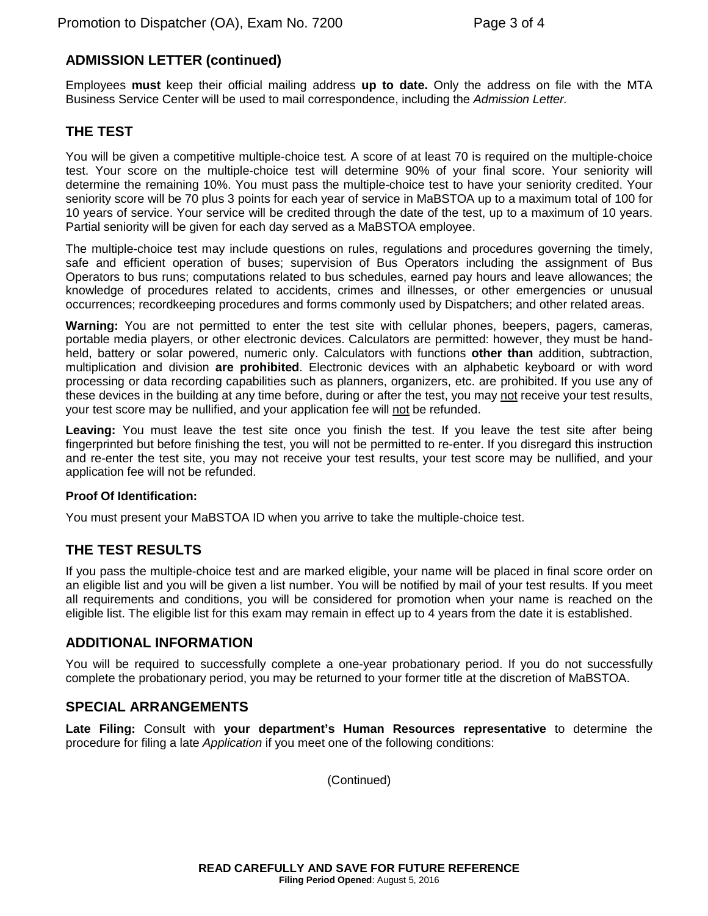## ADMISSION LETTER (continued)

Employees **must** keep their official mailing address **up to date.** Only the address on file with the MTA Business Service Center will be used to mail correspondence, including the *Admission Letter.*

## THE TEST

You will be given a competitive multiple-choice test. A score of at least 70 is required on the multiple-choice test. Your score on the multiple-choice test will determine 90% of your final score. Your seniority will determine the remaining 10%. You must pass the multiple-choice test to have your seniority credited. Your seniority score will be 70 plus 3 points for each year of service in MaBSTOA up to a maximum total of 100 for 10 years of service. Your service will be credited through the date of the test, up to a maximum of 10 years. Partial seniority will be given for each day served as a MaBSTOA employee.

The multiple-choice test may include questions on rules, regulations and procedures governing the timely, safe and efficient operation of buses; supervision of Bus Operators including the assignment of Bus Operators to bus runs; computations related to bus schedules, earned pay hours and leave allowances; the knowledge of procedures related to accidents, crimes and illnesses, or other emergencies or unusual occurrences; recordkeeping procedures and forms commonly used by Dispatchers; and other related areas.

**Warning:** You are not permitted to enter the test site with cellular phones, beepers, pagers, cameras, portable media players, or other electronic devices. Calculators are permitted: however, they must be hand-held, battery or solar powered, numeric only. Calculators with functions **other than** addition, subtraction, multiplication and division **are prohibited**. Electronic devices with an alphabetic keyboard or with word processing or data recording capabilities such as planners, organizers, etc. are prohibited. If you use any of these devices in the building at any time before, during or after the test, you may not receive your test results, your test score may be nullified, and your application fee will not be refunded.

**Leaving:** You must leave the test site once you finish the test. If you leave the test site after being fingerprinted but before finishing the test, you will not be permitted to re-enter. If you disregard this instruction and re-enter the test site, you may not receive your test results, your test score may be nullified, and your application fee will not be refunded.

**Proof Of Identification:**

You must present your MaBSTOA ID when you arrive to take the multiple-choice test.

## THE TEST RESULTS

If you pass the multiple-choice test and are marked eligible, your name will be placed in final score order on an eligible list and you will be given a list number. You will be notified by mail of your test results. If you meet all requirements and conditions, you will be considered for promotion when your name is reached on the eligible list. The eligible list for this exam may remain in effect up to 4 years from the date it is established.

## ADDITIONAL INFORMATION

You will be required to successfully complete a one-year probationary period. If you do not successfully complete the probationary period, you may be returned to your former title at the discretion of MaBSTOA.

## SPECIAL ARRANGEMENTS

**Late Filing:** Consult with **your department's Human Resources representative** to determine the procedure for filing a late *Application* if you meet one of the following conditions:

(Continued)

**READ CAREFULLY AND SAVE FOR FUTURE REFERENCE**
**Filing Period Opened**: August 5, 2016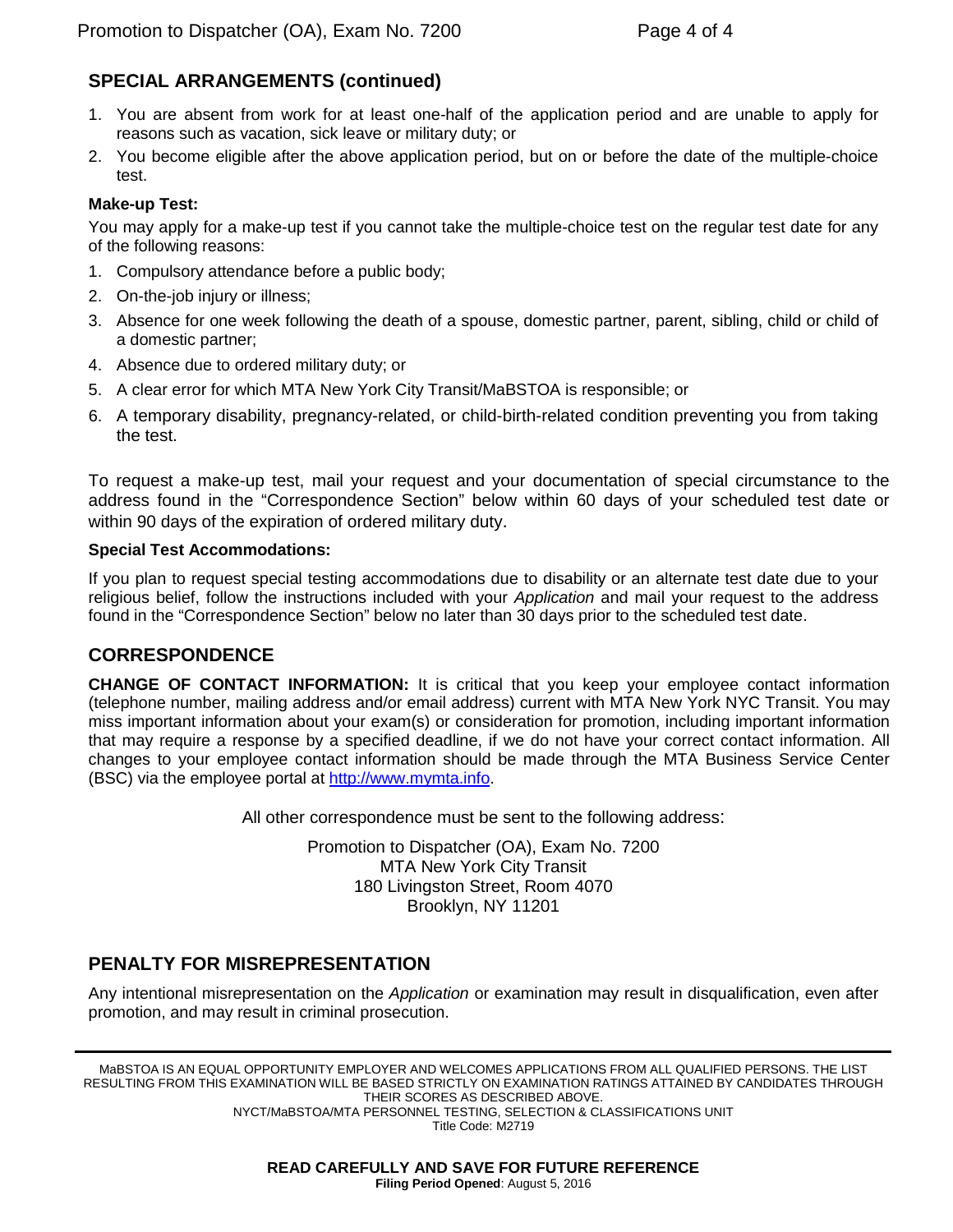## SPECIAL ARRANGEMENTS (continued)

1. You are absent from work for at least one-half of the application period and are unable to apply for reasons such as vacation, sick leave or military duty; or
2. You become eligible after the above application period, but on or before the date of the multiple-choice test.

**Make-up Test:**

You may apply for a make-up test if you cannot take the multiple-choice test on the regular test date for any of the following reasons:

1. Compulsory attendance before a public body;
2. On-the-job injury or illness;
3. Absence for one week following the death of a spouse, domestic partner, parent, sibling, child or child of a domestic partner;
4. Absence due to ordered military duty; or
5. A clear error for which MTA New York City Transit/MaBSTOA is responsible; or
6. A temporary disability, pregnancy-related, or child-birth-related condition preventing you from taking the test.

To request a make-up test, mail your request and your documentation of special circumstance to the address found in the "Correspondence Section" below within 60 days of your scheduled test date or within 90 days of the expiration of ordered military duty.

**Special Test Accommodations:**

If you plan to request special testing accommodations due to disability or an alternate test date due to your religious belief, follow the instructions included with your *Application* and mail your request to the address found in the "Correspondence Section" below no later than 30 days prior to the scheduled test date.

## CORRESPONDENCE

**CHANGE OF CONTACT INFORMATION:** It is critical that you keep your employee contact information (telephone number, mailing address and/or email address) current with MTA New York NYC Transit. You may miss important information about your exam(s) or consideration for promotion, including important information that may require a response by a specified deadline, if we do not have your correct contact information. All changes to your employee contact information should be made through the MTA Business Service Center (BSC) via the employee portal at http://www.mymta.info.

All other correspondence must be sent to the following address:

Promotion to Dispatcher (OA), Exam No. 7200
MTA New York City Transit
180 Livingston Street, Room 4070
Brooklyn, NY 11201

## PENALTY FOR MISREPRESENTATION

Any intentional misrepresentation on the *Application* or examination may result in disqualification, even after promotion, and may result in criminal prosecution.

---

MaBSTOA IS AN EQUAL OPPORTUNITY EMPLOYER AND WELCOMES APPLICATIONS FROM ALL QUALIFIED PERSONS. THE LIST RESULTING FROM THIS EXAMINATION WILL BE BASED STRICTLY ON EXAMINATION RATINGS ATTAINED BY CANDIDATES THROUGH THEIR SCORES AS DESCRIBED ABOVE.
NYCT/MaBSTOA/MTA PERSONNEL TESTING, SELECTION & CLASSIFICATIONS UNIT
Title Code: M2719

**READ CAREFULLY AND SAVE FOR FUTURE REFERENCE**
**Filing Period Opened**: August 5, 2016